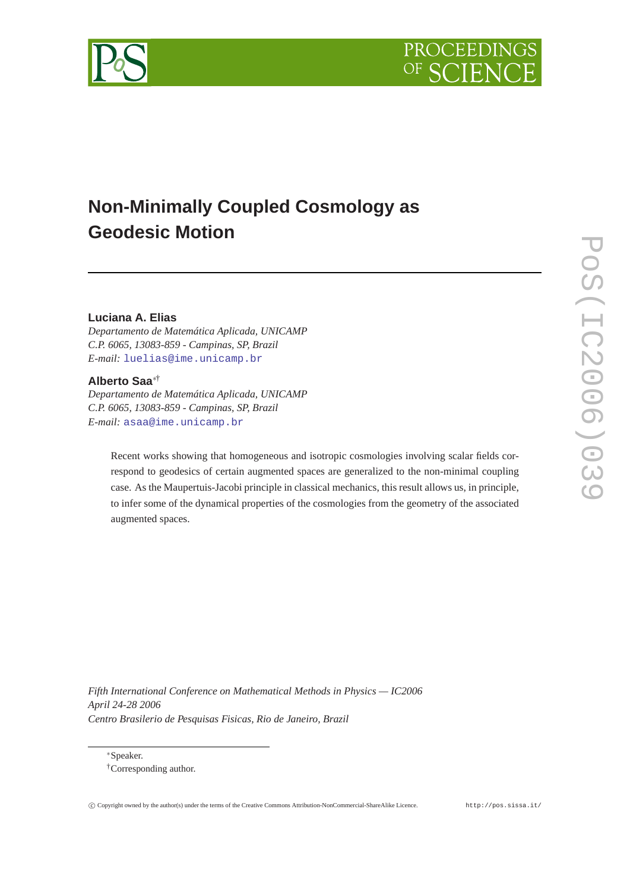# Non-Minimally Coupled Cosmology as Geodesic Motion

**Luciana A. Elias**

*Departamento de Matemática Aplicada, UNICAMP*
*C.P. 6065, 13083-859 - Campinas, SP, Brazil*
*E-mail:* luelias@ime.unicamp.br

**Alberto Saa**[*†]

*Departamento de Matemática Aplicada, UNICAMP*
*C.P. 6065, 13083-859 - Campinas, SP, Brazil*
*E-mail:* asaa@ime.unicamp.br

Recent works showing that homogeneous and isotropic cosmologies involving scalar fields correspond to geodesics of certain augmented spaces are generalized to the non-minimal coupling case. As the Maupertuis-Jacobi principle in classical mechanics, this result allows us, in principle, to infer some of the dynamical properties of the cosmologies from the geometry of the associated augmented spaces.

*Fifth International Conference on Mathematical Methods in Physics — IC2006*
*April 24-28 2006*
*Centro Brasilerio de Pesquisas Fisicas, Rio de Janeiro, Brazil*

[*] Speaker.
[†] Corresponding author.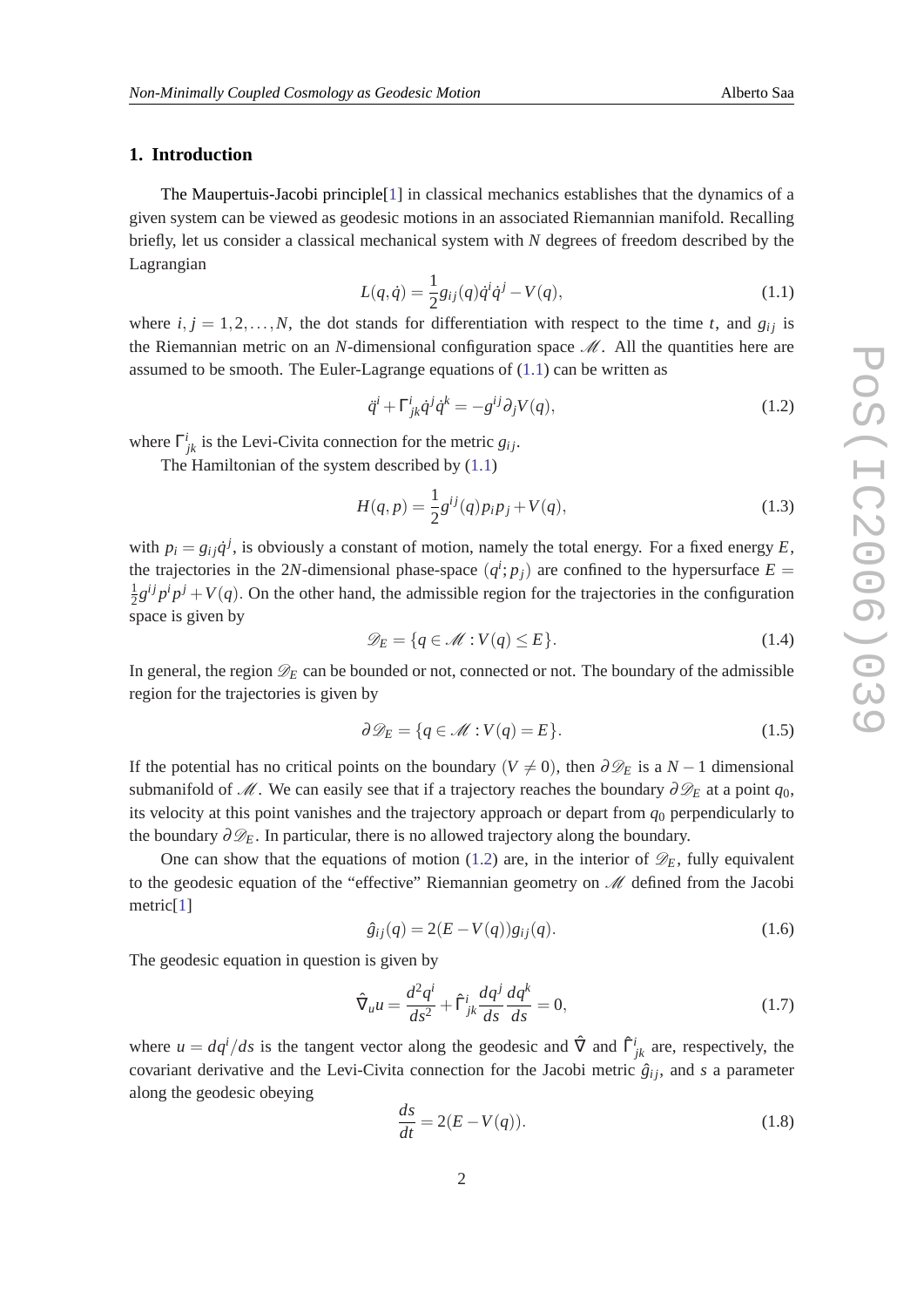## 1. Introduction

The Maupertuis-Jacobi principle[1] in classical mechanics establishes that the dynamics of a given system can be viewed as geodesic motions in an associated Riemannian manifold. Recalling briefly, let us consider a classical mechanical system with $N$ degrees of freedom described by the Lagrangian

$$L(q,\dot{q}) = \frac{1}{2}g_{ij}(q)\dot{q}^i\dot{q}^j - V(q), \tag{1.1}$$

where $i,j = 1,2,\ldots,N$, the dot stands for differentiation with respect to the time $t$, and $g_{ij}$ is the Riemannian metric on an $N$-dimensional configuration space $\mathscr{M}$. All the quantities here are assumed to be smooth. The Euler-Lagrange equations of (1.1) can be written as

$$\ddot{q}^i + \Gamma^i_{jk}\dot{q}^j\dot{q}^k = -g^{ij}\partial_j V(q), \tag{1.2}$$

where $\Gamma^i_{jk}$ is the Levi-Civita connection for the metric $g_{ij}$.

The Hamiltonian of the system described by (1.1)

$$H(q,p) = \frac{1}{2}g^{ij}(q)p_i p_j + V(q), \tag{1.3}$$

with $p_i = g_{ij}\dot{q}^j$, is obviously a constant of motion, namely the total energy. For a fixed energy $E$, the trajectories in the $2N$-dimensional phase-space $(q^i;p_j)$ are confined to the hypersurface $E = \frac{1}{2}g^{ij}p^i p^j + V(q)$. On the other hand, the admissible region for the trajectories in the configuration space is given by

$$\mathscr{D}_E = \{q \in \mathscr{M} : V(q) \leq E\}. \tag{1.4}$$

In general, the region $\mathscr{D}_E$ can be bounded or not, connected or not. The boundary of the admissible region for the trajectories is given by

$$\partial\mathscr{D}_E = \{q \in \mathscr{M} : V(q) = E\}. \tag{1.5}$$

If the potential has no critical points on the boundary ($V \neq 0$), then $\partial\mathscr{D}_E$ is a $N-1$ dimensional submanifold of $\mathscr{M}$. We can easily see that if a trajectory reaches the boundary $\partial\mathscr{D}_E$ at a point $q_0$, its velocity at this point vanishes and the trajectory approach or depart from $q_0$ perpendicularly to the boundary $\partial\mathscr{D}_E$. In particular, there is no allowed trajectory along the boundary.

One can show that the equations of motion (1.2) are, in the interior of $\mathscr{D}_E$, fully equivalent to the geodesic equation of the "effective" Riemannian geometry on $\mathscr{M}$ defined from the Jacobi metric[1]

$$\hat{g}_{ij}(q) = 2(E - V(q))g_{ij}(q). \tag{1.6}$$

The geodesic equation in question is given by

$$\hat{\nabla}_u u = \frac{d^2q^i}{ds^2} + \hat{\Gamma}^i_{jk}\frac{dq^j}{ds}\frac{dq^k}{ds} = 0, \tag{1.7}$$

where $u = dq^i/ds$ is the tangent vector along the geodesic and $\hat{\nabla}$ and $\hat{\Gamma}^i_{jk}$ are, respectively, the covariant derivative and the Levi-Civita connection for the Jacobi metric $\hat{g}_{ij}$, and $s$ a parameter along the geodesic obeying

$$\frac{ds}{dt} = 2(E - V(q)). \tag{1.8}$$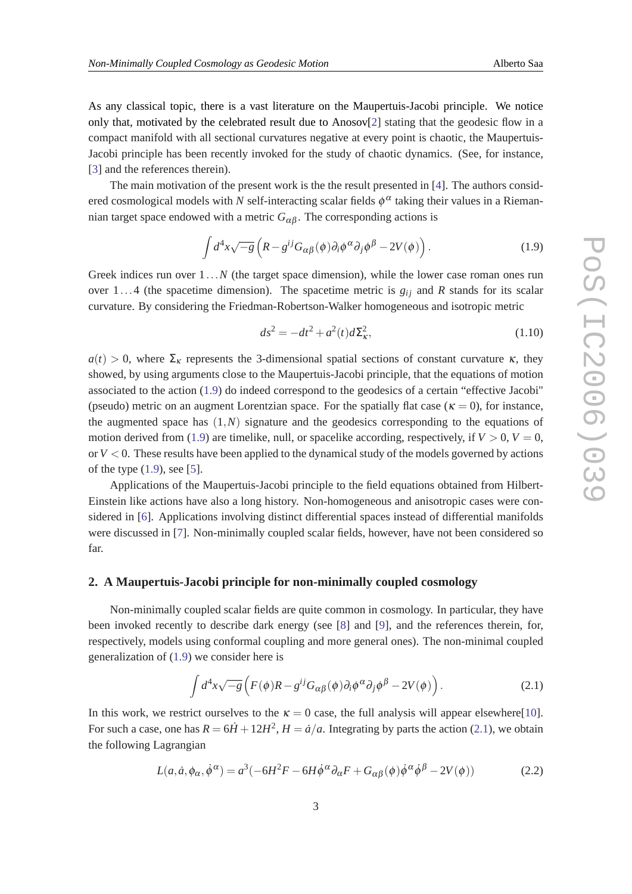As any classical topic, there is a vast literature on the Maupertuis-Jacobi principle. We notice only that, motivated by the celebrated result due to Anosov[2] stating that the geodesic flow in a compact manifold with all sectional curvatures negative at every point is chaotic, the Maupertuis-Jacobi principle has been recently invoked for the study of chaotic dynamics. (See, for instance, [3] and the references therein).

The main motivation of the present work is the the result presented in [4]. The authors considered cosmological models with $N$ self-interacting scalar fields $\phi^\alpha$ taking their values in a Riemannian target space endowed with a metric $G_{\alpha\beta}$. The corresponding actions is

$$\int d^4x\sqrt{-g}\left(R - g^{ij}G_{\alpha\beta}(\phi)\partial_i\phi^\alpha\partial_j\phi^\beta - 2V(\phi)\right). \tag{1.9}$$

Greek indices run over $1\ldots N$ (the target space dimension), while the lower case roman ones run over $1\ldots 4$ (the spacetime dimension). The spacetime metric is $g_{ij}$ and $R$ stands for its scalar curvature. By considering the Friedman-Robertson-Walker homogeneous and isotropic metric

$$ds^2 = -dt^2 + a^2(t)d\Sigma_\kappa^2, \tag{1.10}$$

$a(t) > 0$, where $\Sigma_\kappa$ represents the 3-dimensional spatial sections of constant curvature $\kappa$, they showed, by using arguments close to the Maupertuis-Jacobi principle, that the equations of motion associated to the action (1.9) do indeed correspond to the geodesics of a certain "effective Jacobi" (pseudo) metric on an augment Lorentzian space. For the spatially flat case ($\kappa = 0$), for instance, the augmented space has $(1,N)$ signature and the geodesics corresponding to the equations of motion derived from (1.9) are timelike, null, or spacelike according, respectively, if $V > 0$, $V = 0$, or $V < 0$. These results have been applied to the dynamical study of the models governed by actions of the type (1.9), see [5].

Applications of the Maupertuis-Jacobi principle to the field equations obtained from Hilbert-Einstein like actions have also a long history. Non-homogeneous and anisotropic cases were considered in [6]. Applications involving distinct differential spaces instead of differential manifolds were discussed in [7]. Non-minimally coupled scalar fields, however, have not been considered so far.

## 2. A Maupertuis-Jacobi principle for non-minimally coupled cosmology

Non-minimally coupled scalar fields are quite common in cosmology. In particular, they have been invoked recently to describe dark energy (see [8] and [9], and the references therein, for, respectively, models using conformal coupling and more general ones). The non-minimal coupled generalization of (1.9) we consider here is

$$\int d^4x\sqrt{-g}\left(F(\phi)R - g^{ij}G_{\alpha\beta}(\phi)\partial_i\phi^\alpha\partial_j\phi^\beta - 2V(\phi)\right). \tag{2.1}$$

In this work, we restrict ourselves to the $\kappa = 0$ case, the full analysis will appear elsewhere[10]. For such a case, one has $R = 6\dot{H} + 12H^2$, $H = \dot{a}/a$. Integrating by parts the action (2.1), we obtain the following Lagrangian

$$L(a,\dot{a},\phi_\alpha,\dot{\phi}^\alpha) = a^3(-6H^2F - 6H\dot{\phi}^\alpha\partial_\alpha F + G_{\alpha\beta}(\phi)\dot{\phi}^\alpha\dot{\phi}^\beta - 2V(\phi)) \tag{2.2}$$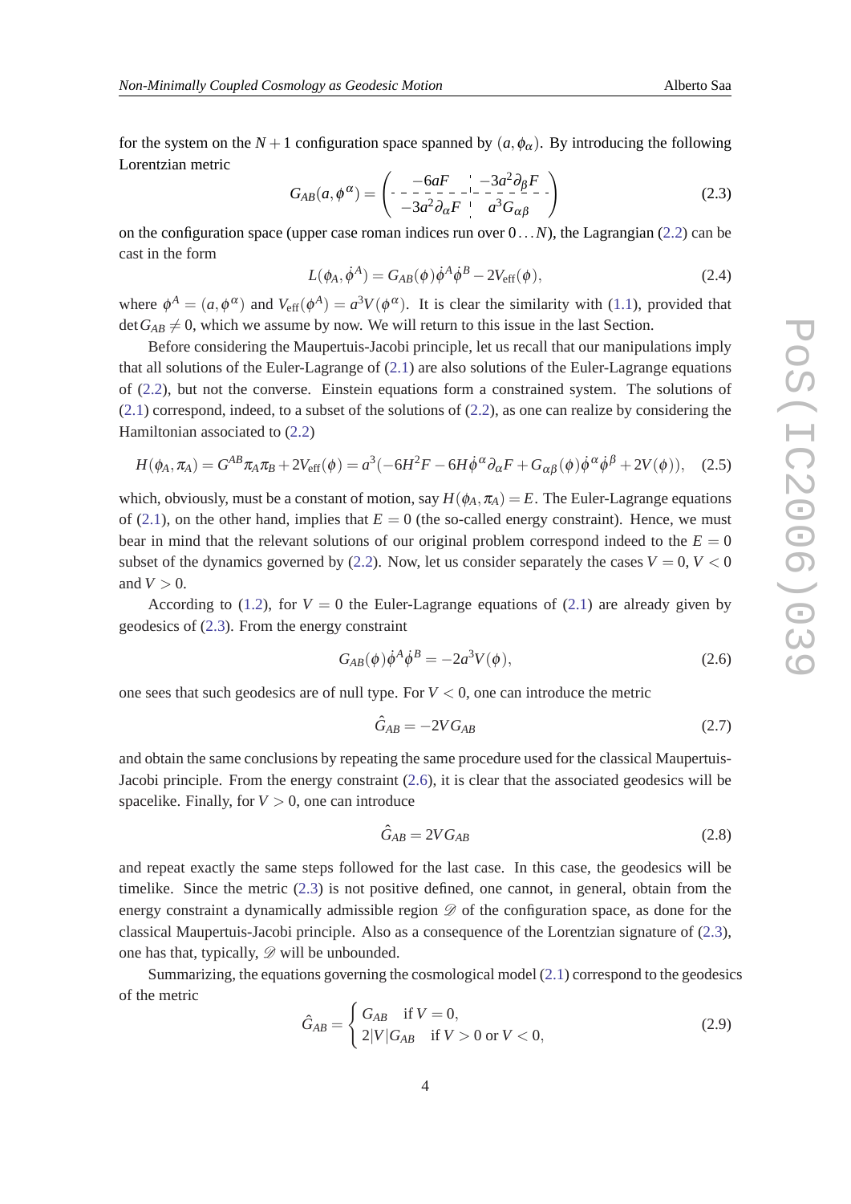for the system on the $N+1$ configuration space spanned by $(a,\phi_\alpha)$. By introducing the following Lorentzian metric

$$G_{AB}(a,\phi^\alpha) = \left( \begin{array}{c|c} -6aF & -3a^2\partial_\beta F \\ \hline -3a^2\partial_\alpha F & a^3 G_{\alpha\beta} \end{array} \right) \tag{2.3}$$

on the configuration space (upper case roman indices run over $0\ldots N$), the Lagrangian (2.2) can be cast in the form

$$L(\phi_A,\dot\phi^A) = G_{AB}(\phi)\dot\phi^A\dot\phi^B - 2V_{\rm eff}(\phi), \tag{2.4}$$

where $\phi^A = (a,\phi^\alpha)$ and $V_{\rm eff}(\phi^A) = a^3 V(\phi^\alpha)$. It is clear the similarity with (1.1), provided that $\det G_{AB} \neq 0$, which we assume by now. We will return to this issue in the last Section.

Before considering the Maupertuis-Jacobi principle, let us recall that our manipulations imply that all solutions of the Euler-Lagrange of (2.1) are also solutions of the Euler-Lagrange equations of (2.2), but not the converse. Einstein equations form a constrained system. The solutions of (2.1) correspond, indeed, to a subset of the solutions of (2.2), as one can realize by considering the Hamiltonian associated to (2.2)

$$H(\phi_A,\pi_A) = G^{AB}\pi_A\pi_B + 2V_{\rm eff}(\phi) = a^3\left(-6H^2F - 6H\dot\phi^\alpha\partial_\alpha F + G_{\alpha\beta}(\phi)\dot\phi^\alpha\dot\phi^\beta + 2V(\phi)\right), \tag{2.5}$$

which, obviously, must be a constant of motion, say $H(\phi_A,\pi_A) = E$. The Euler-Lagrange equations of (2.1), on the other hand, implies that $E=0$ (the so-called energy constraint). Hence, we must bear in mind that the relevant solutions of our original problem correspond indeed to the $E=0$ subset of the dynamics governed by (2.2). Now, let us consider separately the cases $V=0$, $V<0$ and $V>0$.

According to (1.2), for $V=0$ the Euler-Lagrange equations of (2.1) are already given by geodesics of (2.3). From the energy constraint

$$G_{AB}(\phi)\dot\phi^A\dot\phi^B = -2a^3V(\phi), \tag{2.6}$$

one sees that such geodesics are of null type. For $V<0$, one can introduce the metric

$$\hat G_{AB} = -2VG_{AB} \tag{2.7}$$

and obtain the same conclusions by repeating the same procedure used for the classical Maupertuis-Jacobi principle. From the energy constraint (2.6), it is clear that the associated geodesics will be spacelike. Finally, for $V>0$, one can introduce

$$\hat G_{AB} = 2VG_{AB} \tag{2.8}$$

and repeat exactly the same steps followed for the last case. In this case, the geodesics will be timelike. Since the metric (2.3) is not positive defined, one cannot, in general, obtain from the energy constraint a dynamically admissible region $\mathscr{D}$ of the configuration space, as done for the classical Maupertuis-Jacobi principle. Also as a consequence of the Lorentzian signature of (2.3), one has that, typically, $\mathscr{D}$ will be unbounded.

Summarizing, the equations governing the cosmological model (2.1) correspond to the geodesics of the metric

$$\hat G_{AB} = \begin{cases} G_{AB} & \text{if } V=0, \\ 2|V|G_{AB} & \text{if } V>0 \text{ or } V<0, \end{cases} \tag{2.9}$$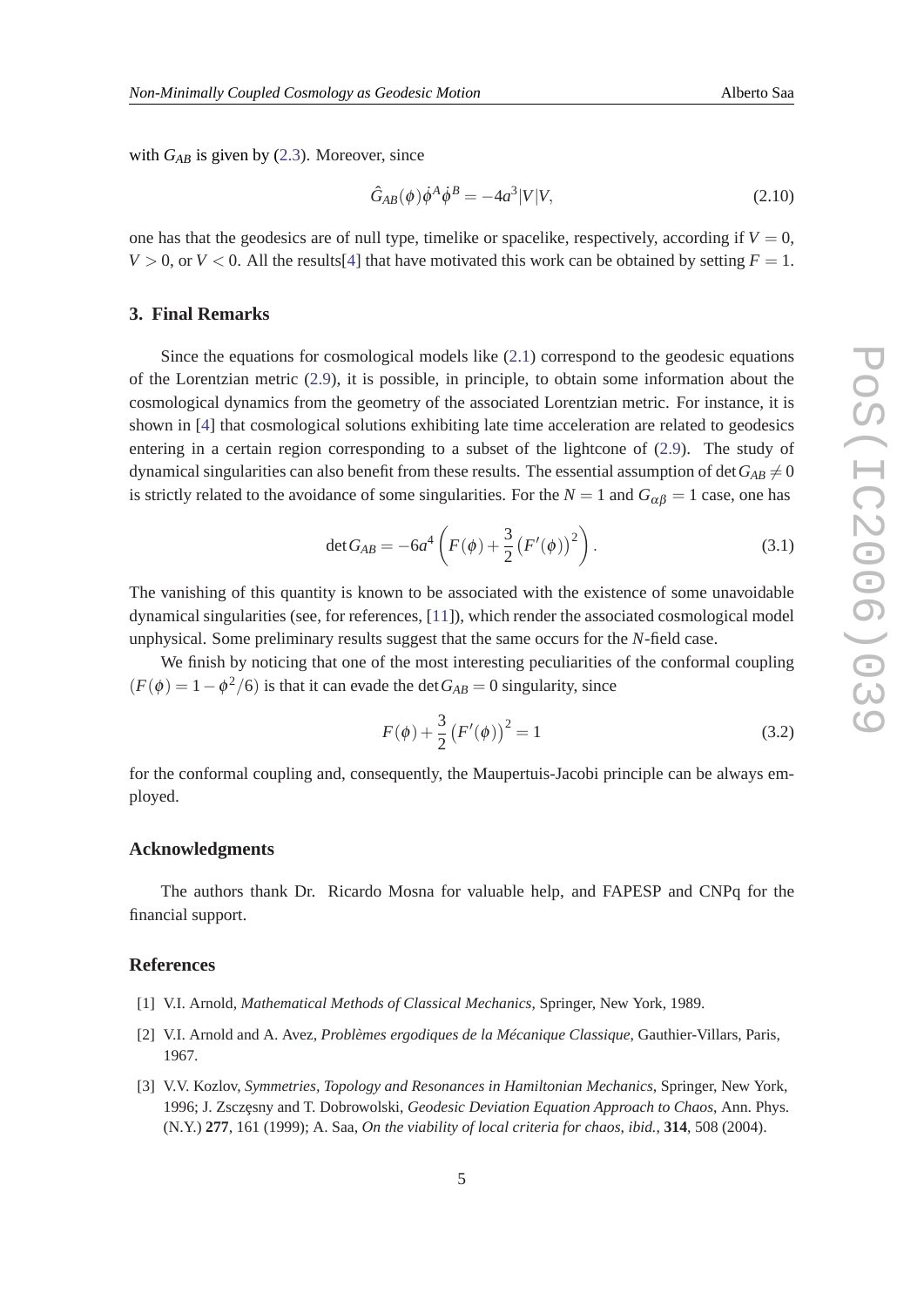with $G_{AB}$ is given by (2.3). Moreover, since

$$\hat{G}_{AB}(\phi)\dot{\phi}^A\dot{\phi}^B = -4a^3|V|V, \tag{2.10}$$

one has that the geodesics are of null type, timelike or spacelike, respectively, according if $V = 0$, $V > 0$, or $V < 0$. All the results[4] that have motivated this work can be obtained by setting $F = 1$.

## 3. Final Remarks

Since the equations for cosmological models like (2.1) correspond to the geodesic equations of the Lorentzian metric (2.9), it is possible, in principle, to obtain some information about the cosmological dynamics from the geometry of the associated Lorentzian metric. For instance, it is shown in [4] that cosmological solutions exhibiting late time acceleration are related to geodesics entering in a certain region corresponding to a subset of the lightcone of (2.9). The study of dynamical singularities can also benefit from these results. The essential assumption of $\det G_{AB} \neq 0$ is strictly related to the avoidance of some singularities. For the $N = 1$ and $G_{\alpha\beta} = 1$ case, one has

$$\det G_{AB} = -6a^4\left(F(\phi) + \frac{3}{2}\left(F'(\phi)\right)^2\right). \tag{3.1}$$

The vanishing of this quantity is known to be associated with the existence of some unavoidable dynamical singularities (see, for references, [11]), which render the associated cosmological model unphysical. Some preliminary results suggest that the same occurs for the $N$-field case.

We finish by noticing that one of the most interesting peculiarities of the conformal coupling ($F(\phi) = 1 - \phi^2/6$) is that it can evade the $\det G_{AB} = 0$ singularity, since

$$F(\phi) + \frac{3}{2}\left(F'(\phi)\right)^2 = 1 \tag{3.2}$$

for the conformal coupling and, consequently, the Maupertuis-Jacobi principle can be always employed.

### Acknowledgments

The authors thank Dr. Ricardo Mosna for valuable help, and FAPESP and CNPq for the financial support.

### References

[1] V.I. Arnold, *Mathematical Methods of Classical Mechanics*, Springer, New York, 1989.

[2] V.I. Arnold and A. Avez, *Problèmes ergodiques de la Mécanique Classique*, Gauthier-Villars, Paris, 1967.

[3] V.V. Kozlov, *Symmetries, Topology and Resonances in Hamiltonian Mechanics*, Springer, New York, 1996; J. Zszczęsny and T. Dobrowolski, *Geodesic Deviation Equation Approach to Chaos*, Ann. Phys. (N.Y.) **277**, 161 (1999); A. Saa, *On the viability of local criteria for chaos*, *ibid.*, **314**, 508 (2004).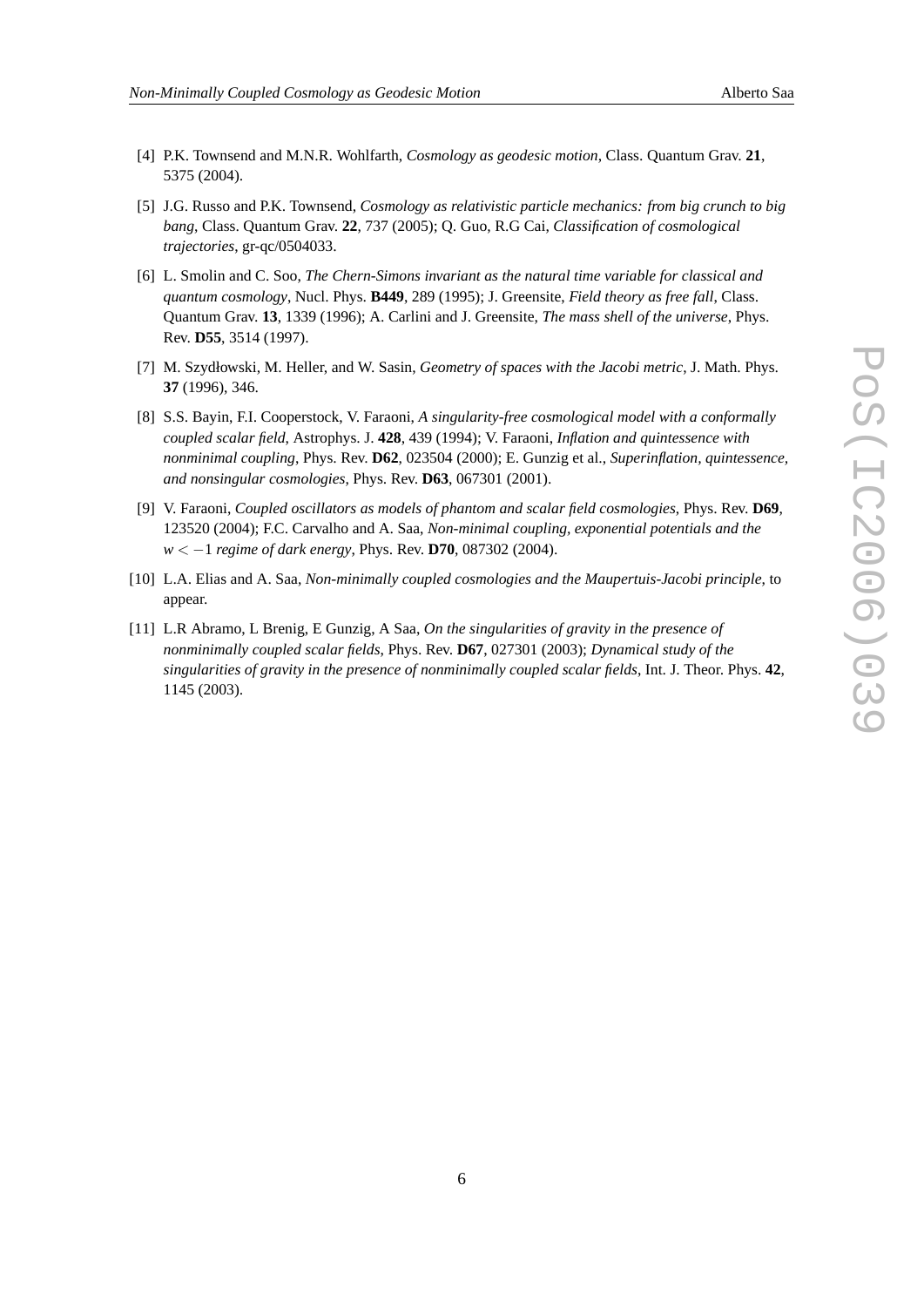[4] P.K. Townsend and M.N.R. Wohlfarth, *Cosmology as geodesic motion*, Class. Quantum Grav. **21**, 5375 (2004).

[5] J.G. Russo and P.K. Townsend, *Cosmology as relativistic particle mechanics: from big crunch to big bang*, Class. Quantum Grav. **22**, 737 (2005); Q. Guo, R.G Cai, *Classification of cosmological trajectories*, gr-qc/0504033.

[6] L. Smolin and C. Soo, *The Chern-Simons invariant as the natural time variable for classical and quantum cosmology*, Nucl. Phys. **B449**, 289 (1995); J. Greensite, *Field theory as free fall*, Class. Quantum Grav. **13**, 1339 (1996); A. Carlini and J. Greensite, *The mass shell of the universe*, Phys. Rev. **D55**, 3514 (1997).

[7] M. Szydłowski, M. Heller, and W. Sasin, *Geometry of spaces with the Jacobi metric*, J. Math. Phys. **37** (1996), 346.

[8] S.S. Bayin, F.I. Cooperstock, V. Faraoni, *A singularity-free cosmological model with a conformally coupled scalar field*, Astrophys. J. **428**, 439 (1994); V. Faraoni, *Inflation and quintessence with nonminimal coupling*, Phys. Rev. **D62**, 023504 (2000); E. Gunzig et al., *Superinflation, quintessence, and nonsingular cosmologies*, Phys. Rev. **D63**, 067301 (2001).

[9] V. Faraoni, *Coupled oscillators as models of phantom and scalar field cosmologies*, Phys. Rev. **D69**, 123520 (2004); F.C. Carvalho and A. Saa, *Non-minimal coupling, exponential potentials and the $w < -1$ regime of dark energy*, Phys. Rev. **D70**, 087302 (2004).

[10] L.A. Elias and A. Saa, *Non-minimally coupled cosmologies and the Maupertuis-Jacobi principle*, to appear.

[11] L.R Abramo, L Brenig, E Gunzig, A Saa, *On the singularities of gravity in the presence of nonminimally coupled scalar fields*, Phys. Rev. **D67**, 027301 (2003); *Dynamical study of the singularities of gravity in the presence of nonminimally coupled scalar fields*, Int. J. Theor. Phys. **42**, 1145 (2003).